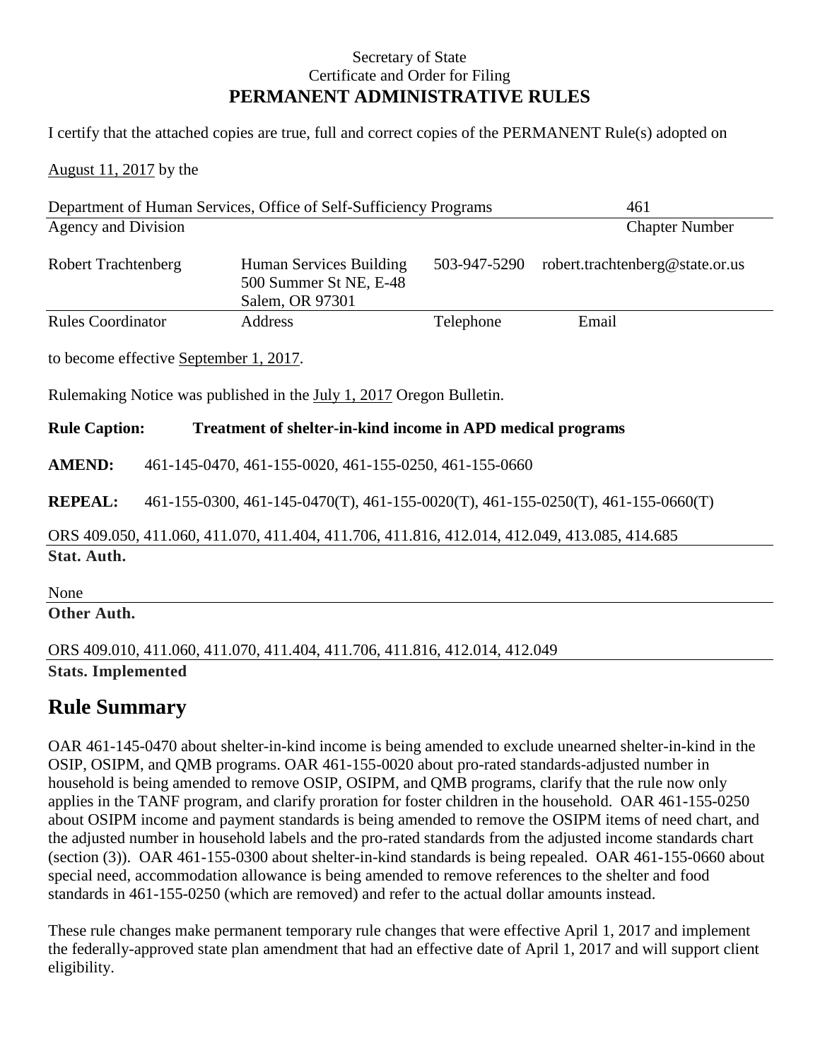Secretary of State
Certificate and Order for Filing

**PERMANENT ADMINISTRATIVE RULES**

I certify that the attached copies are true, full and correct copies of the PERMANENT Rule(s) adopted on

August 11, 2017 by the

| Department of Human Services, Office of Self-Sufficiency Programs | | | 461 |
|---|---|---|---|
| Agency and Division | | | Chapter Number |

| Robert Trachtenberg | Human Services Building 500 Summer St NE, E-48 Salem, OR 97301 | 503-947-5290 | robert.trachtenberg@state.or.us |
|---|---|---|---|
| Rules Coordinator | Address | Telephone | Email |

to become effective September 1, 2017.

Rulemaking Notice was published in the July 1, 2017 Oregon Bulletin.

**Rule Caption:** **Treatment of shelter-in-kind income in APD medical programs**

**AMEND:** 461-145-0470, 461-155-0020, 461-155-0250, 461-155-0660

**REPEAL:** 461-155-0300, 461-145-0470(T), 461-155-0020(T), 461-155-0250(T), 461-155-0660(T)

ORS 409.050, 411.060, 411.070, 411.404, 411.706, 411.816, 412.014, 412.049, 413.085, 414.685

**Stat. Auth.**

None

**Other Auth.**

ORS 409.010, 411.060, 411.070, 411.404, 411.706, 411.816, 412.014, 412.049

**Stats. Implemented**

## Rule Summary

OAR 461-145-0470 about shelter-in-kind income is being amended to exclude unearned shelter-in-kind in the OSIP, OSIPM, and QMB programs. OAR 461-155-0020 about pro-rated standards-adjusted number in household is being amended to remove OSIP, OSIPM, and QMB programs, clarify that the rule now only applies in the TANF program, and clarify proration for foster children in the household. OAR 461-155-0250 about OSIPM income and payment standards is being amended to remove the OSIPM items of need chart, and the adjusted number in household labels and the pro-rated standards from the adjusted income standards chart (section (3)). OAR 461-155-0300 about shelter-in-kind standards is being repealed. OAR 461-155-0660 about special need, accommodation allowance is being amended to remove references to the shelter and food standards in 461-155-0250 (which are removed) and refer to the actual dollar amounts instead.

These rule changes make permanent temporary rule changes that were effective April 1, 2017 and implement the federally-approved state plan amendment that had an effective date of April 1, 2017 and will support client eligibility.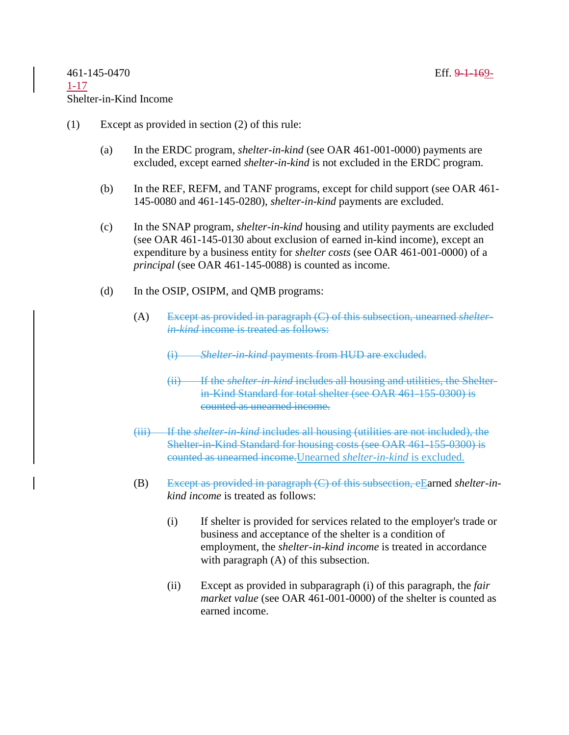461-145-0470 Eff. ~~9-1-16~~9-1-17

Shelter-in-Kind Income

(1) Except as provided in section (2) of this rule:

(a) In the ERDC program, *shelter-in-kind* (see OAR 461-001-0000) payments are excluded, except earned *shelter-in-kind* is not excluded in the ERDC program.

(b) In the REF, REFM, and TANF programs, except for child support (see OAR 461-145-0080 and 461-145-0280), *shelter-in-kind* payments are excluded.

(c) In the SNAP program, *shelter-in-kind* housing and utility payments are excluded (see OAR 461-145-0130 about exclusion of earned in-kind income), except an expenditure by a business entity for *shelter costs* (see OAR 461-001-0000) of a *principal* (see OAR 461-145-0088) is counted as income.

(d) In the OSIP, OSIPM, and QMB programs:

(A) ~~Except as provided in paragraph (C) of this subsection, unearned *shelter-in-kind* income is treated as follows:~~

~~(i) *Shelter-in-kind* payments from HUD are excluded.~~

~~(ii) If the *shelter-in-kind* includes all housing and utilities, the Shelter-in-Kind Standard for total shelter (see OAR 461-155-0300) is counted as unearned income.~~

~~(iii) If the *shelter-in-kind* includes all housing (utilities are not included), the Shelter-in-Kind Standard for housing costs (see OAR 461-155-0300) is counted as unearned income.~~Unearned *shelter-in-kind* is excluded.

(B) ~~Except as provided in paragraph (C) of this subsection, e~~Earned *shelter-in-kind income* is treated as follows:

(i) If shelter is provided for services related to the employer's trade or business and acceptance of the shelter is a condition of employment, the *shelter-in-kind income* is treated in accordance with paragraph (A) of this subsection.

(ii) Except as provided in subparagraph (i) of this paragraph, the *fair market value* (see OAR 461-001-0000) of the shelter is counted as earned income.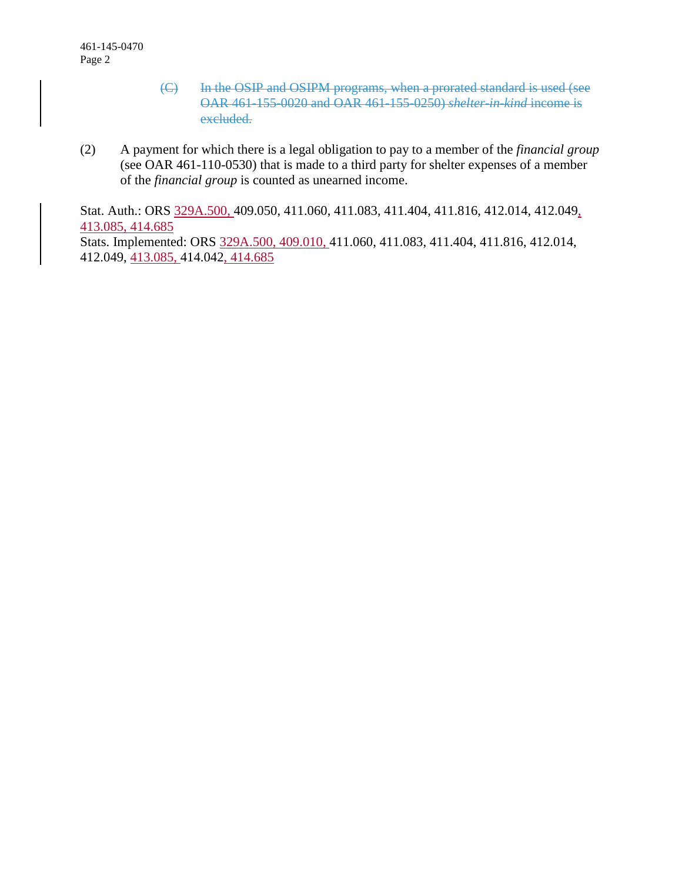(C) ~~In the OSIP and OSIPM programs, when a prorated standard is used (see OAR 461-155-0020 and OAR 461-155-0250) *shelter-in-kind* income is excluded.~~

(2) A payment for which there is a legal obligation to pay to a member of the *financial group* (see OAR 461-110-0530) that is made to a third party for shelter expenses of a member of the *financial group* is counted as unearned income.

Stat. Auth.: ORS 329A.500, 409.050, 411.060, 411.083, 411.404, 411.816, 412.014, 412.049, 413.085, 414.685
Stats. Implemented: ORS 329A.500, 409.010, 411.060, 411.083, 411.404, 411.816, 412.014, 412.049, 413.085, 414.042, 414.685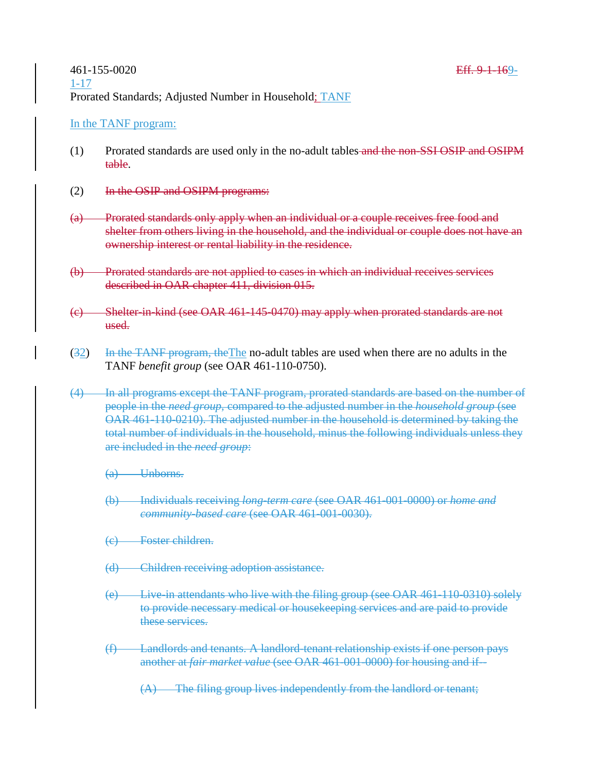461-155-0020 ~~Eff. 9-1-16~~9-1-17

Prorated Standards; Adjusted Number in Household; TANF

In the TANF program:

(1) Prorated standards are used only in the no-adult tables ~~and the non-SSI OSIP and OSIPM table~~.

(2) ~~In the OSIP and OSIPM programs:~~

~~(a) Prorated standards only apply when an individual or a couple receives free food and shelter from others living in the household, and the individual or couple does not have an ownership interest or rental liability in the residence.~~

~~(b) Prorated standards are not applied to cases in which an individual receives services described in OAR chapter 411, division 015.~~

~~(c) Shelter-in-kind (see OAR 461-145-0470) may apply when prorated standards are not used.~~

(~~3~~2) ~~In the TANF program, the~~The no-adult tables are used when there are no adults in the TANF *benefit group* (see OAR 461-110-0750).

~~(4) In all programs except the TANF program, prorated standards are based on the number of people in the *need group*, compared to the adjusted number in the *household group* (see OAR 461-110-0210). The adjusted number in the household is determined by taking the total number of individuals in the household, minus the following individuals unless they are included in the *need group*:~~

~~(a) Unborns.~~

~~(b) Individuals receiving *long-term care* (see OAR 461-001-0000) or *home and community-based care* (see OAR 461-001-0030).~~

~~(c) Foster children.~~

~~(d) Children receiving adoption assistance.~~

~~(e) Live-in attendants who live with the filing group (see OAR 461-110-0310) solely to provide necessary medical or housekeeping services and are paid to provide these services.~~

~~(f) Landlords and tenants. A landlord-tenant relationship exists if one person pays another at *fair market value* (see OAR 461-001-0000) for housing and if--~~

~~(A) The filing group lives independently from the landlord or tenant;~~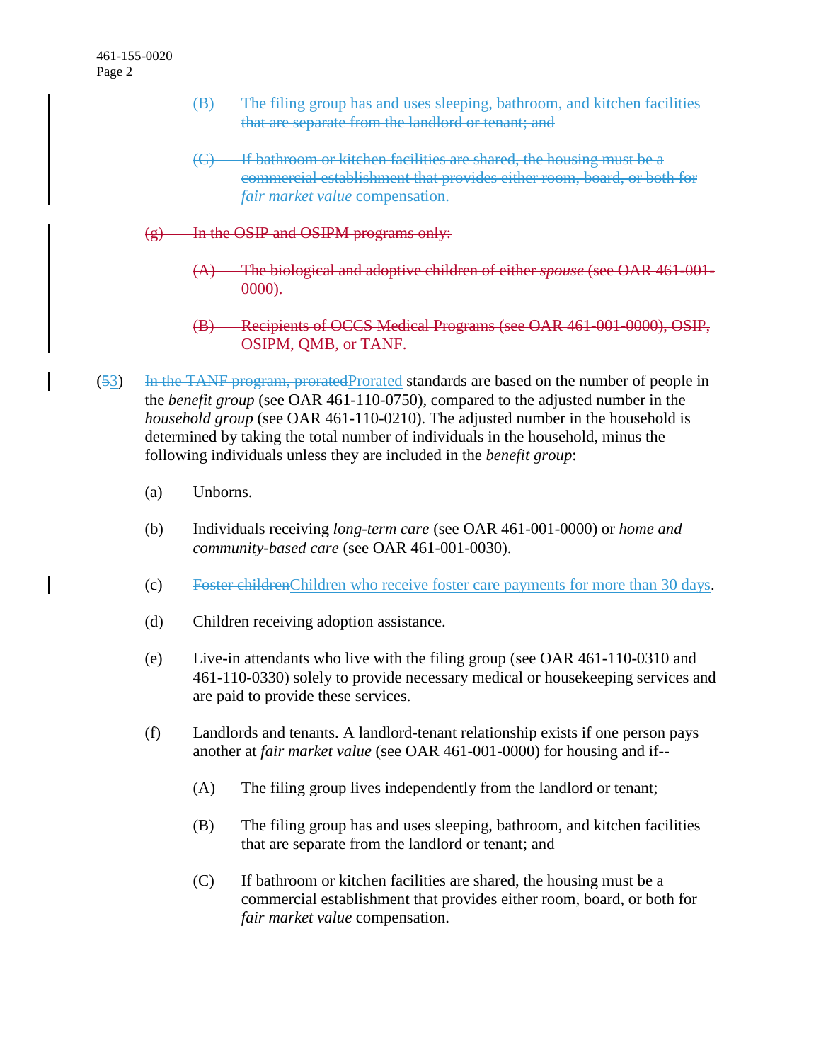(B) ~~The filing group has and uses sleeping, bathroom, and kitchen facilities that are separate from the landlord or tenant; and~~

(C) ~~If bathroom or kitchen facilities are shared, the housing must be a commercial establishment that provides either room, board, or both for *fair market value* compensation.~~

(g) ~~In the OSIP and OSIPM programs only:~~

(A) ~~The biological and adoptive children of either *spouse* (see OAR 461-001-0000).~~

(B) ~~Recipients of OCCS Medical Programs (see OAR 461-001-0000), OSIP, OSIPM, QMB, or TANF.~~

(~~5~~3) ~~In the TANF program, prorated~~Prorated standards are based on the number of people in the *benefit group* (see OAR 461-110-0750), compared to the adjusted number in the *household group* (see OAR 461-110-0210). The adjusted number in the household is determined by taking the total number of individuals in the household, minus the following individuals unless they are included in the *benefit group*:

(a) Unborns.

(b) Individuals receiving *long-term care* (see OAR 461-001-0000) or *home and community-based care* (see OAR 461-001-0030).

(c) ~~Foster children~~Children who receive foster care payments for more than 30 days.

(d) Children receiving adoption assistance.

(e) Live-in attendants who live with the filing group (see OAR 461-110-0310 and 461-110-0330) solely to provide necessary medical or housekeeping services and are paid to provide these services.

(f) Landlords and tenants. A landlord-tenant relationship exists if one person pays another at *fair market value* (see OAR 461-001-0000) for housing and if--

(A) The filing group lives independently from the landlord or tenant;

(B) The filing group has and uses sleeping, bathroom, and kitchen facilities that are separate from the landlord or tenant; and

(C) If bathroom or kitchen facilities are shared, the housing must be a commercial establishment that provides either room, board, or both for *fair market value* compensation.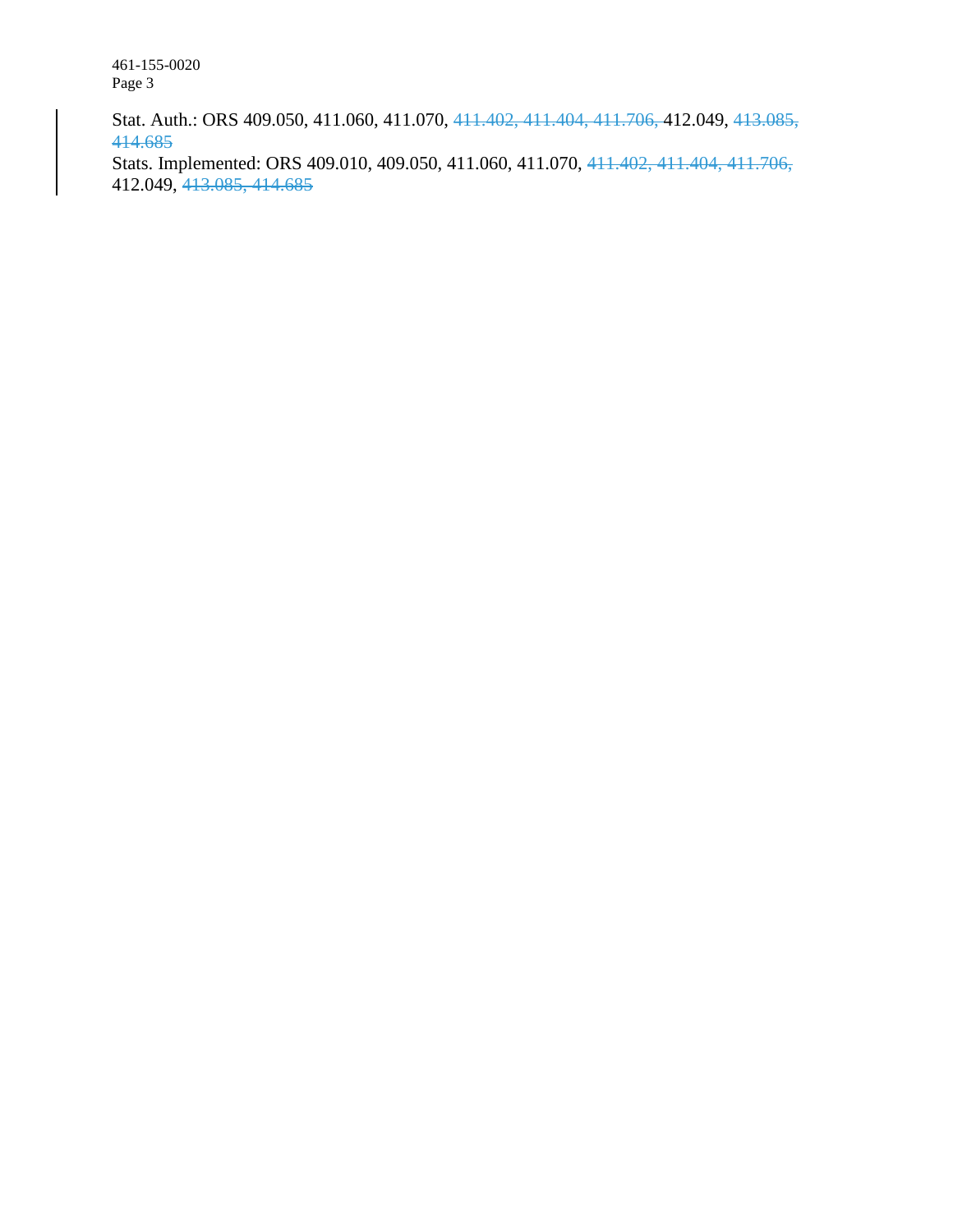Stat. Auth.: ORS 409.050, 411.060, 411.070, ~~411.402, 411.404, 411.706,~~ 412.049, ~~413.085, 414.685~~
Stats. Implemented: ORS 409.010, 409.050, 411.060, 411.070, ~~411.402, 411.404, 411.706,~~ 412.049, ~~413.085, 414.685~~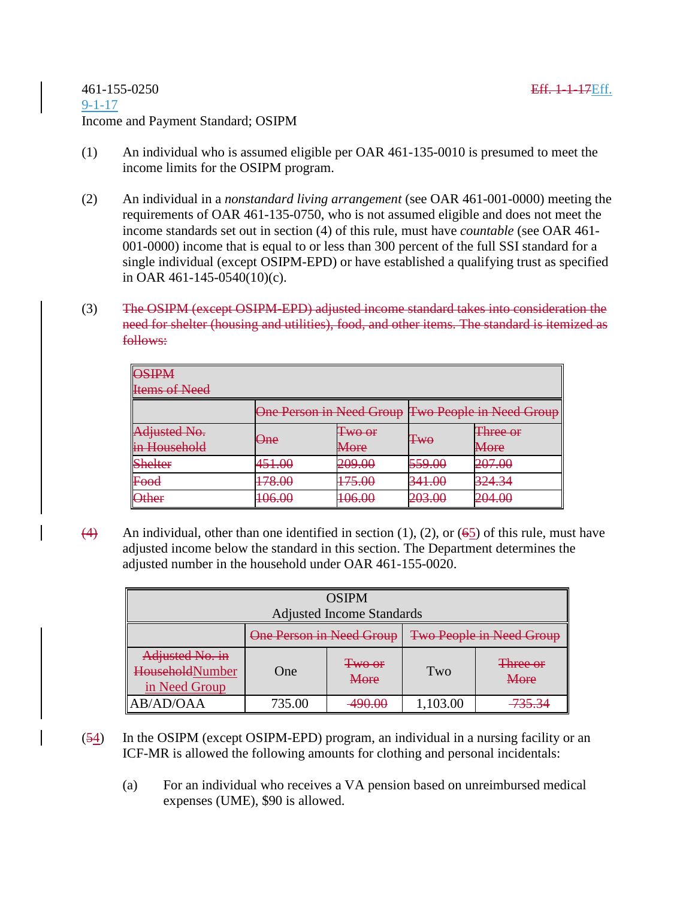461-155-0250 ~~Eff. 1-1-17~~Eff. 9-1-17

Income and Payment Standard; OSIPM

(1) An individual who is assumed eligible per OAR 461-135-0010 is presumed to meet the income limits for the OSIPM program.

(2) An individual in a *nonstandard living arrangement* (see OAR 461-001-0000) meeting the requirements of OAR 461-135-0750, who is not assumed eligible and does not meet the income standards set out in section (4) of this rule, must have *countable* (see OAR 461-001-0000) income that is equal to or less than 300 percent of the full SSI standard for a single individual (except OSIPM-EPD) or have established a qualifying trust as specified in OAR 461-145-0540(10)(c).

(3) ~~The OSIPM (except OSIPM-EPD) adjusted income standard takes into consideration the need for shelter (housing and utilities), food, and other items. The standard is itemized as follows:~~

| ~~OSIPM Items of Need~~ | | | | |
|---|---|---|---|---|
| | ~~One Person in Need Group~~ | | ~~Two People in Need Group~~ | |
| ~~Adjusted No. in Household~~ | ~~One~~ | ~~Two or More~~ | ~~Two~~ | ~~Three or More~~ |
| ~~Shelter~~ | ~~451.00~~ | ~~209.00~~ | ~~559.00~~ | ~~207.00~~ |
| ~~Food~~ | ~~178.00~~ | ~~175.00~~ | ~~341.00~~ | ~~324.34~~ |
| ~~Other~~ | ~~106.00~~ | ~~106.00~~ | ~~203.00~~ | ~~204.00~~ |

~~(4)~~ An individual, other than one identified in section (1), (2), or (~~6~~5) of this rule, must have adjusted income below the standard in this section. The Department determines the adjusted number in the household under OAR 461-155-0020.

| OSIPM Adjusted Income Standards | | | | |
|---|---|---|---|---|
| | ~~One Person in Need Group~~ | | ~~Two People in Need Group~~ | |
| ~~Adjusted No. in Household~~Number in Need Group | One | ~~Two or More~~ | Two | ~~Three or More~~ |
| AB/AD/OAA | 735.00 | ~~490.00~~ | 1,103.00 | ~~735.34~~ |

(~~5~~4) In the OSIPM (except OSIPM-EPD) program, an individual in a nursing facility or an ICF-MR is allowed the following amounts for clothing and personal incidentals:

(a) For an individual who receives a VA pension based on unreimbursed medical expenses (UME), $90 is allowed.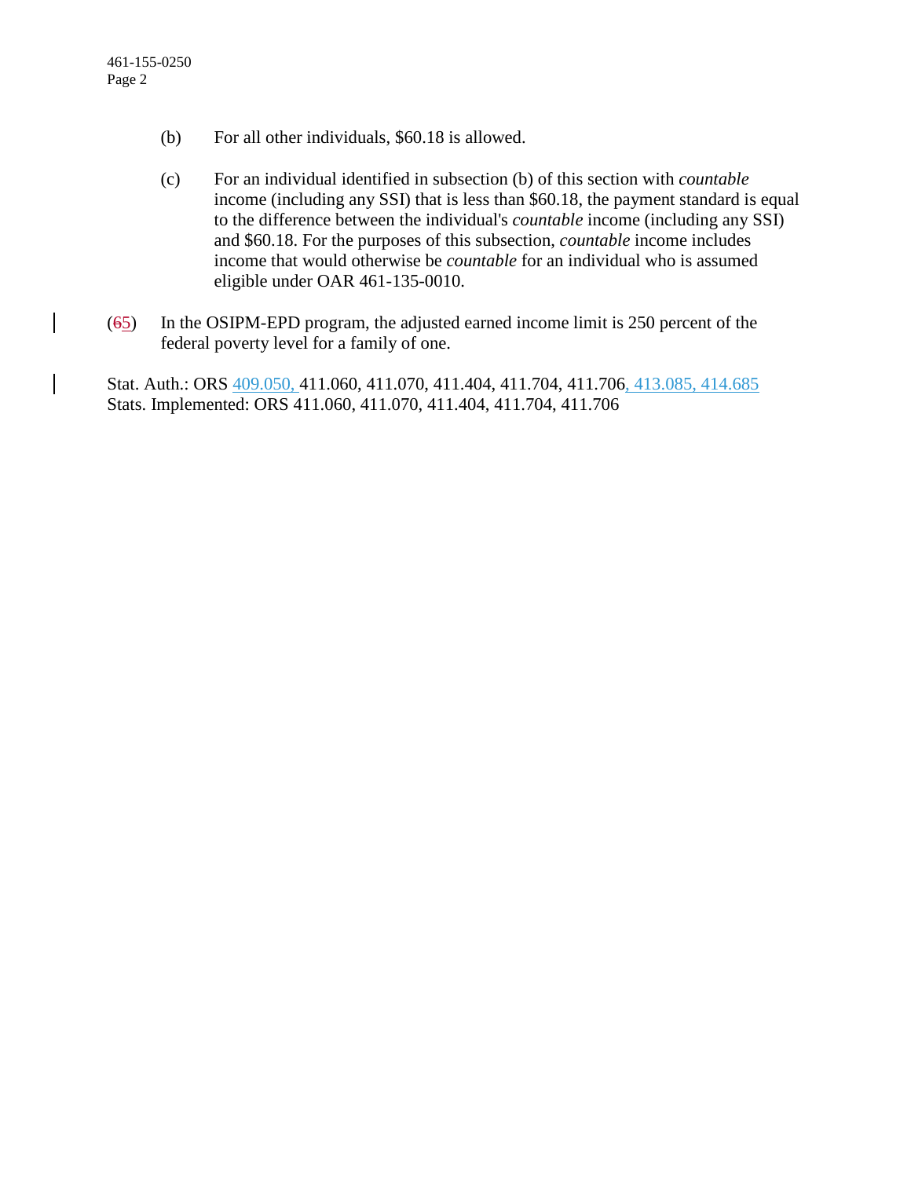(b) For all other individuals, $60.18 is allowed.

(c) For an individual identified in subsection (b) of this section with *countable* income (including any SSI) that is less than $60.18, the payment standard is equal to the difference between the individual's *countable* income (including any SSI) and $60.18. For the purposes of this subsection, *countable* income includes income that would otherwise be *countable* for an individual who is assumed eligible under OAR 461-135-0010.

(~~6~~5) In the OSIPM-EPD program, the adjusted earned income limit is 250 percent of the federal poverty level for a family of one.

Stat. Auth.: ORS 409.050, 411.060, 411.070, 411.404, 411.704, 411.706, 413.085, 414.685
Stats. Implemented: ORS 411.060, 411.070, 411.404, 411.704, 411.706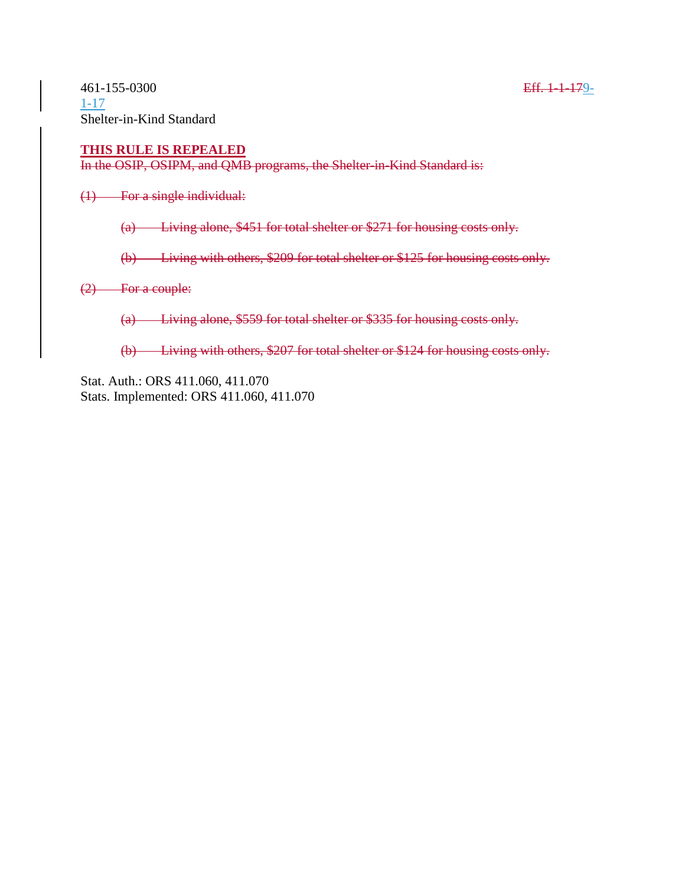461-155-0300 Eff. ~~1-1-17~~9-1-17

Shelter-in-Kind Standard

**THIS RULE IS REPEALED**

~~In the OSIP, OSIPM, and QMB programs, the Shelter-in-Kind Standard is:~~

~~(1) For a single individual:~~

~~(a) Living alone, $451 for total shelter or $271 for housing costs only.~~

~~(b) Living with others, $209 for total shelter or $125 for housing costs only.~~

~~(2) For a couple:~~

~~(a) Living alone, $559 for total shelter or $335 for housing costs only.~~

~~(b) Living with others, $207 for total shelter or $124 for housing costs only.~~

Stat. Auth.: ORS 411.060, 411.070

Stats. Implemented: ORS 411.060, 411.070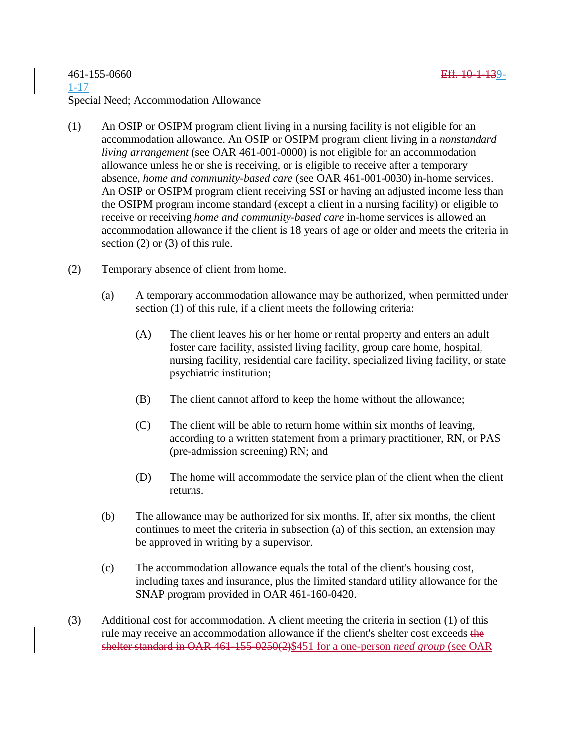461-155-0660 ~~Eff. 10-1-13~~9-1-17

Special Need; Accommodation Allowance

(1) An OSIP or OSIPM program client living in a nursing facility is not eligible for an accommodation allowance. An OSIP or OSIPM program client living in a *nonstandard living arrangement* (see OAR 461-001-0000) is not eligible for an accommodation allowance unless he or she is receiving, or is eligible to receive after a temporary absence, *home and community-based care* (see OAR 461-001-0030) in-home services. An OSIP or OSIPM program client receiving SSI or having an adjusted income less than the OSIPM program income standard (except a client in a nursing facility) or eligible to receive or receiving *home and community-based care* in-home services is allowed an accommodation allowance if the client is 18 years of age or older and meets the criteria in section (2) or (3) of this rule.

(2) Temporary absence of client from home.

(a) A temporary accommodation allowance may be authorized, when permitted under section (1) of this rule, if a client meets the following criteria:

(A) The client leaves his or her home or rental property and enters an adult foster care facility, assisted living facility, group care home, hospital, nursing facility, residential care facility, specialized living facility, or state psychiatric institution;

(B) The client cannot afford to keep the home without the allowance;

(C) The client will be able to return home within six months of leaving, according to a written statement from a primary practitioner, RN, or PAS (pre-admission screening) RN; and

(D) The home will accommodate the service plan of the client when the client returns.

(b) The allowance may be authorized for six months. If, after six months, the client continues to meet the criteria in subsection (a) of this section, an extension may be approved in writing by a supervisor.

(c) The accommodation allowance equals the total of the client's housing cost, including taxes and insurance, plus the limited standard utility allowance for the SNAP program provided in OAR 461-160-0420.

(3) Additional cost for accommodation. A client meeting the criteria in section (1) of this rule may receive an accommodation allowance if the client's shelter cost exceeds ~~the shelter standard in OAR 461-155-0250(2)~~$451 for a one-person *need group* (see OAR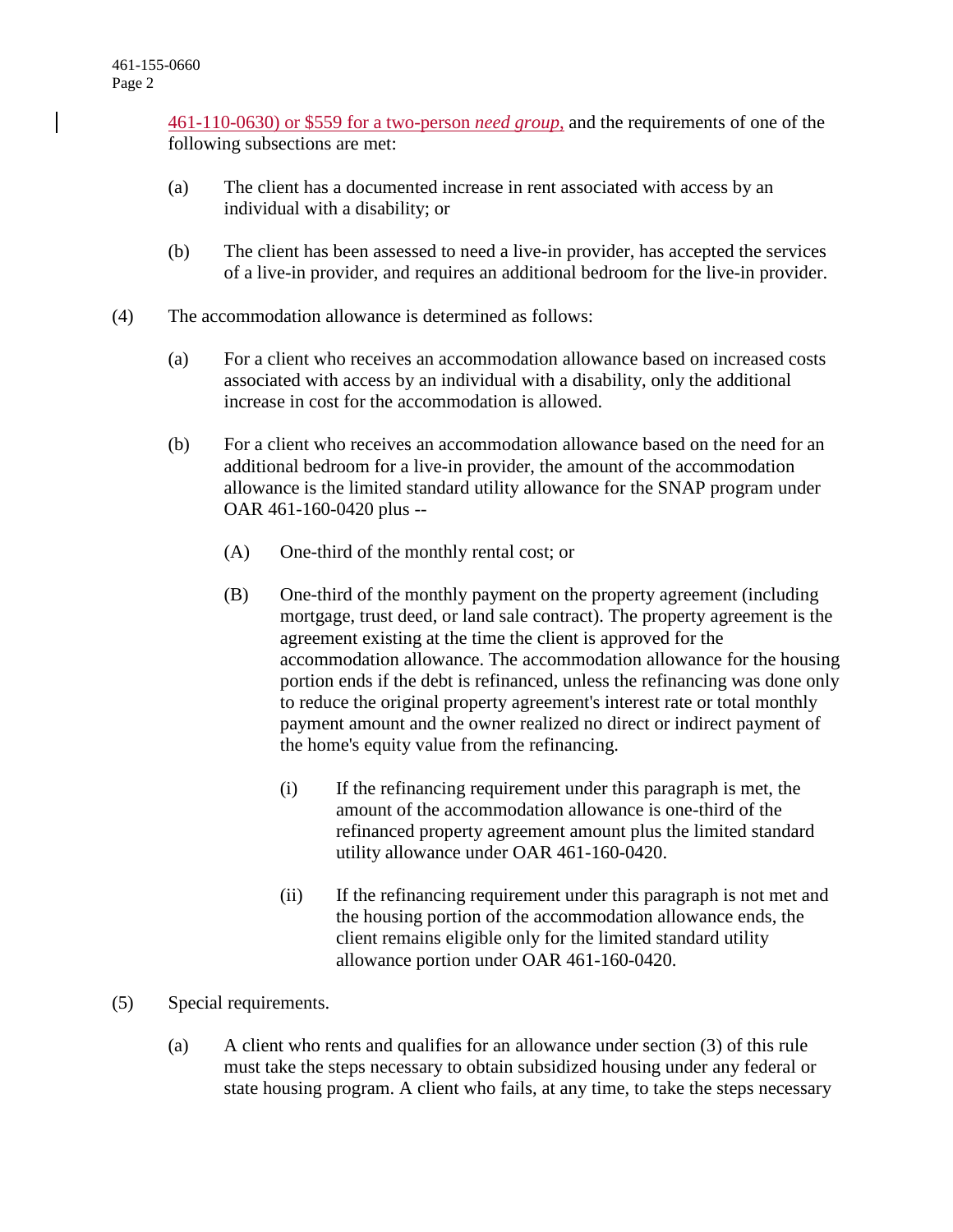461-110-0630) or $559 for a two-person *need group*, and the requirements of one of the following subsections are met:

(a) The client has a documented increase in rent associated with access by an individual with a disability; or

(b) The client has been assessed to need a live-in provider, has accepted the services of a live-in provider, and requires an additional bedroom for the live-in provider.

(4) The accommodation allowance is determined as follows:

(a) For a client who receives an accommodation allowance based on increased costs associated with access by an individual with a disability, only the additional increase in cost for the accommodation is allowed.

(b) For a client who receives an accommodation allowance based on the need for an additional bedroom for a live-in provider, the amount of the accommodation allowance is the limited standard utility allowance for the SNAP program under OAR 461-160-0420 plus --

(A) One-third of the monthly rental cost; or

(B) One-third of the monthly payment on the property agreement (including mortgage, trust deed, or land sale contract). The property agreement is the agreement existing at the time the client is approved for the accommodation allowance. The accommodation allowance for the housing portion ends if the debt is refinanced, unless the refinancing was done only to reduce the original property agreement's interest rate or total monthly payment amount and the owner realized no direct or indirect payment of the home's equity value from the refinancing.

(i) If the refinancing requirement under this paragraph is met, the amount of the accommodation allowance is one-third of the refinanced property agreement amount plus the limited standard utility allowance under OAR 461-160-0420.

(ii) If the refinancing requirement under this paragraph is not met and the housing portion of the accommodation allowance ends, the client remains eligible only for the limited standard utility allowance portion under OAR 461-160-0420.

(5) Special requirements.

(a) A client who rents and qualifies for an allowance under section (3) of this rule must take the steps necessary to obtain subsidized housing under any federal or state housing program. A client who fails, at any time, to take the steps necessary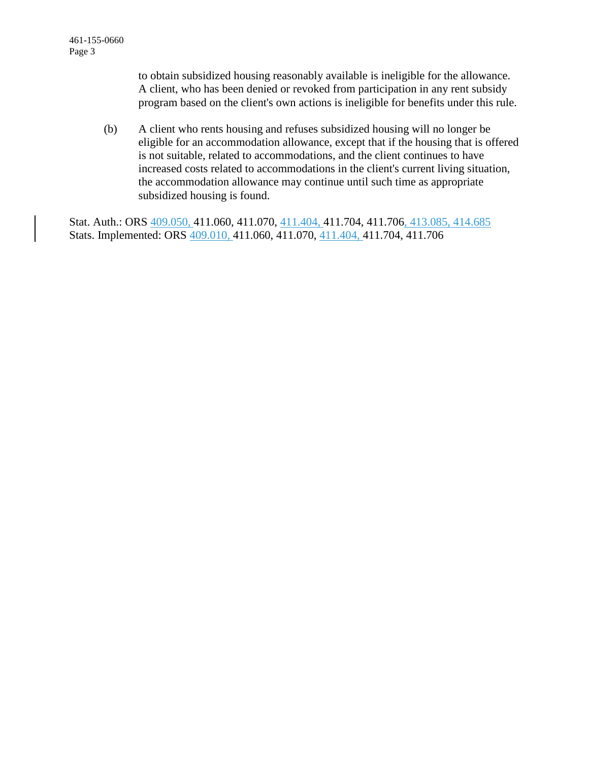to obtain subsidized housing reasonably available is ineligible for the allowance. A client, who has been denied or revoked from participation in any rent subsidy program based on the client's own actions is ineligible for benefits under this rule.

(b) A client who rents housing and refuses subsidized housing will no longer be eligible for an accommodation allowance, except that if the housing that is offered is not suitable, related to accommodations, and the client continues to have increased costs related to accommodations in the client's current living situation, the accommodation allowance may continue until such time as appropriate subsidized housing is found.

Stat. Auth.: ORS 409.050, 411.060, 411.070, 411.404, 411.704, 411.706, 413.085, 414.685
Stats. Implemented: ORS 409.010, 411.060, 411.070, 411.404, 411.704, 411.706